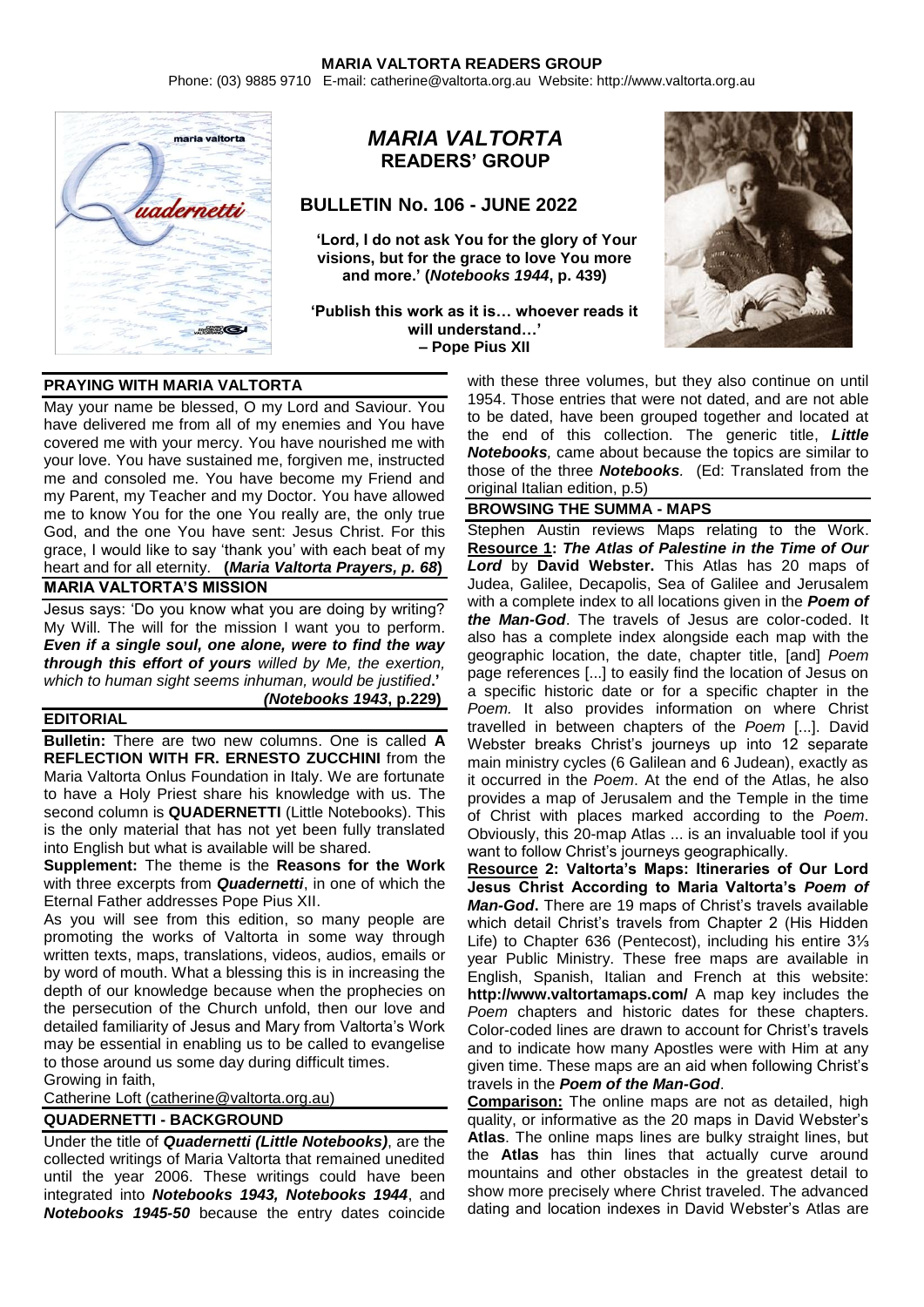**MARIA VALTORTA READERS GROUP**
Phone: (03) 9885 9710 E-mail: catherine@valtorta.org.au Website: http://www.valtorta.org.au

# *MARIA VALTORTA* READERS' GROUP

## BULLETIN No. 106 - JUNE 2022

**'Lord, I do not ask You for the glory of Your visions, but for the grace to love You more and more.' (*Notebooks 1944*, p. 439)**

**'Publish this work as it is… whoever reads it will understand…' – Pope Pius XII**

### PRAYING WITH MARIA VALTORTA

May your name be blessed, O my Lord and Saviour. You have delivered me from all of my enemies and You have covered me with your mercy. You have nourished me with your love. You have sustained me, forgiven me, instructed me and consoled me. You have become my Friend and my Parent, my Teacher and my Doctor. You have allowed me to know You for the one You really are, the only true God, and the one You have sent: Jesus Christ. For this grace, I would like to say 'thank you' with each beat of my heart and for all eternity. **(*Maria Valtorta Prayers, p. 68*)**

### MARIA VALTORTA'S MISSION

Jesus says: 'Do you know what you are doing by writing? My Will. The will for the mission I want you to perform. ***Even if a single soul, one alone, were to find the way through this effort of yours*** *willed by Me, the exertion, which to human sight seems inhuman, would be justified*.'
***(Notebooks 1943*, p.229)**

### EDITORIAL

**Bulletin:** There are two new columns. One is called **A REFLECTION WITH FR. ERNESTO ZUCCHINI** from the Maria Valtorta Onlus Foundation in Italy. We are fortunate to have a Holy Priest share his knowledge with us. The second column is **QUADERNETTI** (Little Notebooks). This is the only material that has not yet been fully translated into English but what is available will be shared.

**Supplement:** The theme is the **Reasons for the Work** with three excerpts from ***Quadernetti***, in one of which the Eternal Father addresses Pope Pius XII.

As you will see from this edition, so many people are promoting the works of Valtorta in some way through written texts, maps, translations, videos, audios, emails or by word of mouth. What a blessing this is in increasing the depth of our knowledge because when the prophecies on the persecution of the Church unfold, then our love and detailed familiarity of Jesus and Mary from Valtorta's Work may be essential in enabling us to be called to evangelise to those around us some day during difficult times.

Growing in faith,

Catherine Loft (catherine@valtorta.org.au)

### QUADERNETTI - BACKGROUND

Under the title of ***Quadernetti (Little Notebooks)***, are the collected writings of Maria Valtorta that remained unedited until the year 2006. These writings could have been integrated into ***Notebooks 1943, Notebooks 1944***, and ***Notebooks 1945-50*** because the entry dates coincide with these three volumes, but they also continue on until 1954. Those entries that were not dated, and are not able to be dated, have been grouped together and located at the end of this collection. The generic title, ***Little Notebooks****,* came about because the topics are similar to those of the three ***Notebooks****.* (Ed: Translated from the original Italian edition, p.5)

### BROWSING THE SUMMA - MAPS

Stephen Austin reviews Maps relating to the Work. **Resource 1: *The Atlas of Palestine in the Time of Our Lord*** by **David Webster.** This Atlas has 20 maps of Judea, Galilee, Decapolis, Sea of Galilee and Jerusalem with a complete index to all locations given in the ***Poem of the Man-God***. The travels of Jesus are color-coded. It also has a complete index alongside each map with the geographic location, the date, chapter title, [and] *Poem* page references [...] to easily find the location of Jesus on a specific historic date or for a specific chapter in the *Poem.* It also provides information on where Christ travelled in between chapters of the *Poem* [...]. David Webster breaks Christ's journeys up into 12 separate main ministry cycles (6 Galilean and 6 Judean), exactly as it occurred in the *Poem*. At the end of the Atlas, he also provides a map of Jerusalem and the Temple in the time of Christ with places marked according to the *Poem*. Obviously, this 20-map Atlas ... is an invaluable tool if you want to follow Christ's journeys geographically.

**Resource 2: Valtorta's Maps: Itineraries of Our Lord Jesus Christ According to Maria Valtorta's *Poem of Man-God*.** There are 19 maps of Christ's travels available which detail Christ's travels from Chapter 2 (His Hidden Life) to Chapter 636 (Pentecost), including his entire 3⅓ year Public Ministry. These free maps are available in English, Spanish, Italian and French at this website: **http://www.valtortamaps.com/** A map key includes the *Poem* chapters and historic dates for these chapters. Color-coded lines are drawn to account for Christ's travels and to indicate how many Apostles were with Him at any given time. These maps are an aid when following Christ's travels in the ***Poem of the Man-God***.

**Comparison:** The online maps are not as detailed, high quality, or informative as the 20 maps in David Webster's **Atlas**. The online maps lines are bulky straight lines, but the **Atlas** has thin lines that actually curve around mountains and other obstacles in the greatest detail to show more precisely where Christ traveled. The advanced dating and location indexes in David Webster's Atlas are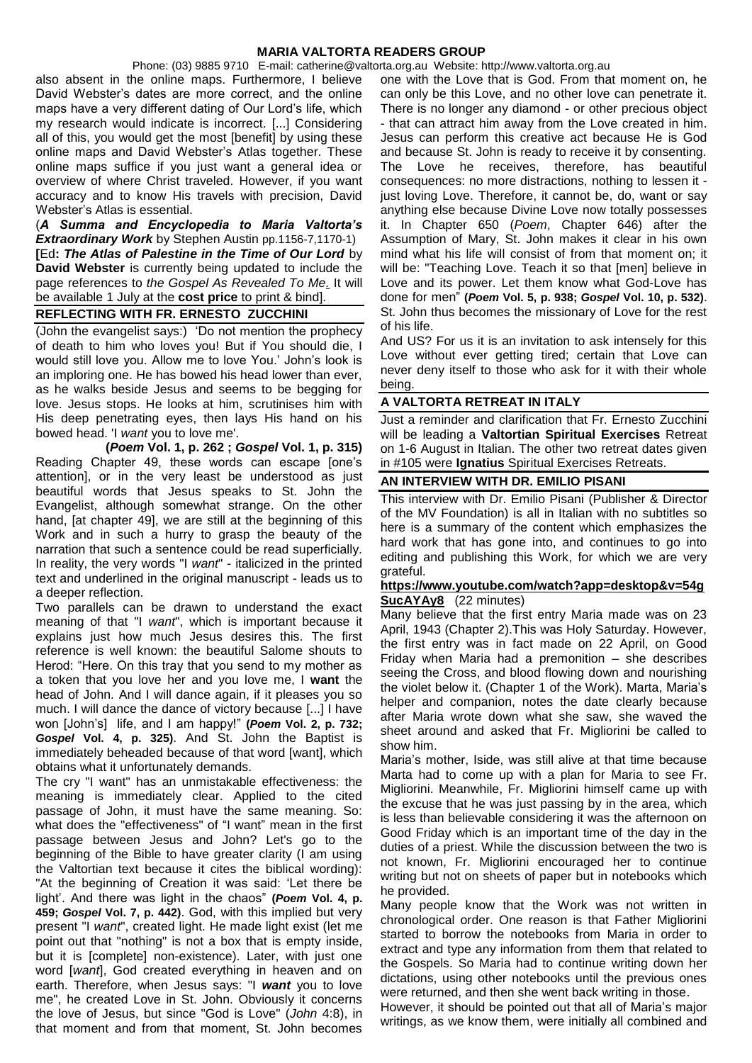also absent in the online maps. Furthermore, I believe David Webster's dates are more correct, and the online maps have a very different dating of Our Lord's life, which my research would indicate is incorrect. [...] Considering all of this, you would get the most [benefit] by using these online maps and David Webster's Atlas together. These online maps suffice if you just want a general idea or overview of where Christ traveled. However, if you want accuracy and to know His travels with precision, David Webster's Atlas is essential.

(***A Summa and Encyclopedia to Maria Valtorta's Extraordinary Work*** by Stephen Austin pp.1156-7,1170-1)

**[**Ed**: *The Atlas of Palestine in the Time of Our Lord*** by **David Webster** is currently being updated to include the page references to *the Gospel As Revealed To Me*. It will be available 1 July at the **cost price** to print & bind].

## REFLECTING WITH FR. ERNESTO ZUCCHINI

(John the evangelist says:) 'Do not mention the prophecy of death to him who loves you! But if You should die, I would still love you. Allow me to love You.' John's look is an imploring one. He has bowed his head lower than ever, as he walks beside Jesus and seems to be begging for love. Jesus stops. He looks at him, scrutinises him with His deep penetrating eyes, then lays His hand on his bowed head. 'I *want* you to love me'.

**(*Poem* Vol. 1, p. 262 ; *Gospel* Vol. 1, p. 315)**

Reading Chapter 49, these words can escape [one's attention], or in the very least be understood as just beautiful words that Jesus speaks to St. John the Evangelist, although somewhat strange. On the other hand, [at chapter 49], we are still at the beginning of this Work and in such a hurry to grasp the beauty of the narration that such a sentence could be read superficially. In reality, the very words "I *want*" - italicized in the printed text and underlined in the original manuscript - leads us to a deeper reflection.

Two parallels can be drawn to understand the exact meaning of that "I *want*", which is important because it explains just how much Jesus desires this. The first reference is well known: the beautiful Salome shouts to Herod: "Here. On this tray that you send to my mother as a token that you love her and you love me, I **want** the head of John. And I will dance again, if it pleases you so much. I will dance the dance of victory because [...] I have won [John's] life, and I am happy!" **(*Poem* Vol. 2, p. 732; *Gospel* Vol. 4, p. 325)**. And St. John the Baptist is immediately beheaded because of that word [want], which obtains what it unfortunately demands.

The cry "I want" has an unmistakable effectiveness: the meaning is immediately clear. Applied to the cited passage of John, it must have the same meaning. So: what does the "effectiveness" of "I want" mean in the first passage between Jesus and John? Let's go to the beginning of the Bible to have greater clarity (I am using the Valtortian text because it cites the biblical wording): "At the beginning of Creation it was said: 'Let there be light'. And there was light in the chaos" **(*Poem* Vol. 4, p. 459; *Gospel* Vol. 7, p. 442)**. God, with this implied but very present "I *want*", created light. He made light exist (let me point out that "nothing" is not a box that is empty inside, but it is [complete] non-existence). Later, with just one word [*want*], God created everything in heaven and on earth. Therefore, when Jesus says: "I ***want*** you to love me", he created Love in St. John. Obviously it concerns the love of Jesus, but since "God is Love" (*John* 4:8), in that moment and from that moment, St. John becomes one with the Love that is God. From that moment on, he can only be this Love, and no other love can penetrate it. There is no longer any diamond - or other precious object - that can attract him away from the Love created in him. Jesus can perform this creative act because He is God and because St. John is ready to receive it by consenting. The Love he receives, therefore, has beautiful consequences: no more distractions, nothing to lessen it - just loving Love. Therefore, it cannot be, do, want or say anything else because Divine Love now totally possesses it. In Chapter 650 (*Poem*, Chapter 646) after the Assumption of Mary, St. John makes it clear in his own mind what his life will consist of from that moment on; it will be: "Teaching Love. Teach it so that [men] believe in Love and its power. Let them know what God-Love has done for men" **(*Poem* Vol. 5, p. 938; *Gospel* Vol. 10, p. 532)**. St. John thus becomes the missionary of Love for the rest of his life.

And US? For us it is an invitation to ask intensely for this Love without ever getting tired; certain that Love can never deny itself to those who ask for it with their whole being.

## A VALTORTA RETREAT IN ITALY

Just a reminder and clarification that Fr. Ernesto Zucchini will be leading a **Valtortian Spiritual Exercises** Retreat on 1-6 August in Italian. The other two retreat dates given in #105 were **Ignatius** Spiritual Exercises Retreats.

## AN INTERVIEW WITH DR. EMILIO PISANI

This interview with Dr. Emilio Pisani (Publisher & Director of the MV Foundation) is all in Italian with no subtitles so here is a summary of the content which emphasizes the hard work that has gone into, and continues to go into editing and publishing this Work, for which we are very grateful.

**https://www.youtube.com/watch?app=desktop&v=54gSucAYAy8** (22 minutes)

Many believe that the first entry Maria made was on 23 April, 1943 (Chapter 2).This was Holy Saturday. However, the first entry was in fact made on 22 April, on Good Friday when Maria had a premonition – she describes seeing the Cross, and blood flowing down and nourishing the violet below it. (Chapter 1 of the Work). Marta, Maria's helper and companion, notes the date clearly because after Maria wrote down what she saw, she waved the sheet around and asked that Fr. Migliorini be called to show him.

Maria's mother, Iside, was still alive at that time because Marta had to come up with a plan for Maria to see Fr. Migliorini. Meanwhile, Fr. Migliorini himself came up with the excuse that he was just passing by in the area, which is less than believable considering it was the afternoon on Good Friday which is an important time of the day in the duties of a priest. While the discussion between the two is not known, Fr. Migliorini encouraged her to continue writing but not on sheets of paper but in notebooks which he provided.

Many people know that the Work was not written in chronological order. One reason is that Father Migliorini started to borrow the notebooks from Maria in order to extract and type any information from them that related to the Gospels. So Maria had to continue writing down her dictations, using other notebooks until the previous ones were returned, and then she went back writing in those.

However, it should be pointed out that all of Maria's major writings, as we know them, were initially all combined and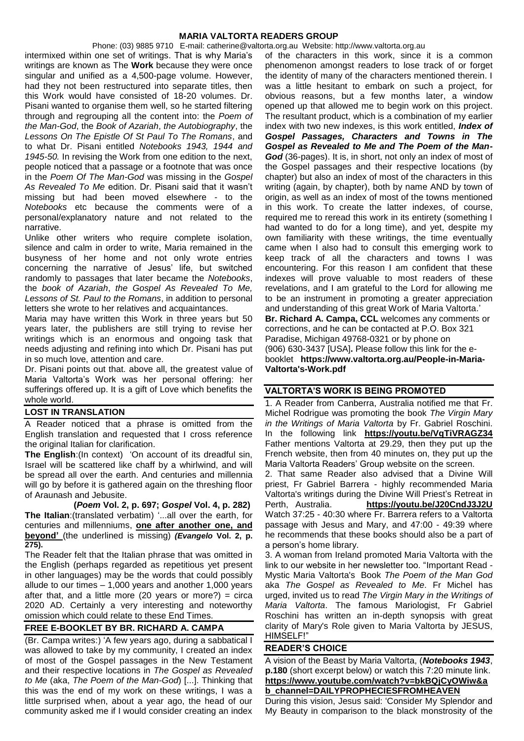intermixed within one set of writings. That is why Maria's writings are known as The **Work** because they were once singular and unified as a 4,500-page volume. However, had they not been restructured into separate titles, then this Work would have consisted of 18-20 volumes. Dr. Pisani wanted to organise them well, so he started filtering through and regrouping all the content into: the *Poem of the Man-God*, the *Book of Azariah*, *the Autobiography*, the *Lessons On The Epistle Of St Paul To The Romans*, and to what Dr. Pisani entitled *Notebooks 1943, 1944 and 1945-50.* In revising the Work from one edition to the next, people noticed that a passage or a footnote that was once in the *Poem Of The Man-God* was missing in the *Gospel As Revealed To Me* edition. Dr. Pisani said that it wasn't missing but had been moved elsewhere - to the *Notebooks* etc because the comments were of a personal/explanatory nature and not related to the narrative.

Unlike other writers who require complete isolation, silence and calm in order to write, Maria remained in the busyness of her home and not only wrote entries concerning the narrative of Jesus' life, but switched randomly to passages that later became the *Notebooks*, the *book of Azariah*, *the Gospel As Revealed To Me, Lessons of St. Paul to the Romans*, in addition to personal letters she wrote to her relatives and acquaintances.

Maria may have written this Work in three years but 50 years later, the publishers are still trying to revise her writings which is an enormous and ongoing task that needs adjusting and refining into which Dr. Pisani has put in so much love, attention and care.

Dr. Pisani points out that. above all, the greatest value of Maria Valtorta's Work was her personal offering: her sufferings offered up. It is a gift of Love which benefits the whole world.

## LOST IN TRANSLATION

A Reader noticed that a phrase is omitted from the English translation and requested that I cross reference the original Italian for clarification.

**The English**:(In context) 'On account of its dreadful sin, Israel will be scattered like chaff by a whirlwind, and will be spread all over the earth. And centuries and millennia will go by before it is gathered again on the threshing floor of Araunash and Jebusite.

**(*Poem* Vol. 2, p. 697; *Gospel* Vol. 4, p. 282)**

**The Italian**:(translated verbatim) '...all over the earth, for centuries and millenniums, **one after another one, and beyond'** (the underlined is missing) ***(Evangelo* Vol. 2, p. 275).**

The Reader felt that the Italian phrase that was omitted in the English (perhaps regarded as repetitious yet present in other languages) may be the words that could possibly allude to our times – 1,000 years and another 1,000 years after that, and a little more (20 years or more?) = circa 2020 AD. Certainly a very interesting and noteworthy omission which could relate to these End Times.

## FREE E-BOOKLET BY BR. RICHARD A. CAMPA

(Br. Campa writes:) 'A few years ago, during a sabbatical I was allowed to take by my community, I created an index of most of the Gospel passages in the New Testament and their respective locations in *The Gospel as Revealed to Me* (aka, *The Poem of the Man-God*) [...]. Thinking that this was the end of my work on these writings, I was a little surprised when, about a year ago, the head of our community asked me if I would consider creating an index of the characters in this work, since it is a common phenomenon amongst readers to lose track of or forget the identity of many of the characters mentioned therein. I was a little hesitant to embark on such a project, for obvious reasons, but a few months later, a window opened up that allowed me to begin work on this project. The resultant product, which is a combination of my earlier index with two new indexes, is this work entitled, ***Index of Gospel Passages, Characters and Towns in The Gospel as Revealed to Me and The Poem of the Man-God*** (36-pages). It is, in short, not only an index of most of the Gospel passages and their respective locations (by chapter) but also an index of most of the characters in this writing (again, by chapter), both by name AND by town of origin, as well as an index of most of the towns mentioned in this work. To create the latter indexes, of course, required me to reread this work in its entirety (something I had wanted to do for a long time), and yet, despite my own familiarity with these writings, the time eventually came when I also had to consult this emerging work to keep track of all the characters and towns I was encountering. For this reason I am confident that these indexes will prove valuable to most readers of these revelations, and I am grateful to the Lord for allowing me to be an instrument in promoting a greater appreciation and understanding of this great Work of Maria Valtorta.'

**Br. Richard A. Campa, CCL** welcomes any comments or corrections, and he can be contacted at P.O. Box 321 Paradise, Michigan 49768-0321 or by phone on (906) 630-3437 [USA]**.** Please follow this link for the e-booklet **https://www.valtorta.org.au/People-in-Maria-Valtorta's-Work.pdf**

## VALTORTA'S WORK IS BEING PROMOTED

1. A Reader from Canberra, Australia notified me that Fr. Michel Rodrigue was promoting the book *The Virgin Mary in the Writings of Maria Valtorta* by Fr. Gabriel Roschini. In the following link **https://youtu.be/VqTiVRAGZ34** Father mentions Valtorta at 29.29, then they put up the French website, then from 40 minutes on, they put up the Maria Valtorta Readers' Group website on the screen.

2. That same Reader also advised that a Divine Will priest, Fr Gabriel Barrera - highly recommended Maria Valtorta's writings during the Divine Will Priest's Retreat in Perth, Australia. **https://youtu.be/J20CndJ3J2U** Watch 37:25 - 40:30 where Fr. Barrera refers to a Valtorta passage with Jesus and Mary, and 47:00 - 49:39 where he recommends that these books should also be a part of a person's home library.

3. A woman from Ireland promoted Maria Valtorta with the link to our website in her newsletter too. "Important Read - Mystic Maria Valtorta's Book *The Poem of the Man God* aka *The Gospel as Revealed to Me*. Fr Michel has urged, invited us to read *The Virgin Mary in the Writings of Maria Valtorta*. The famous Mariologist, Fr Gabriel Roschini has written an in-depth synopsis with great clarity of Mary's Role given to Maria Valtorta by JESUS, HIMSELF!"

## READER'S CHOICE

A vision of the Beast by Maria Valtorta, (***Notebooks 1943*, p.180** (short excerpt below) or watch this 7:20 minute link. **https://www.youtube.com/watch?v=bkBQjCyOWiw&ab_channel=DAILYPROPHECIESFROMHEAVEN**

During this vision, Jesus said: 'Consider My Splendor and My Beauty in comparison to the black monstrosity of the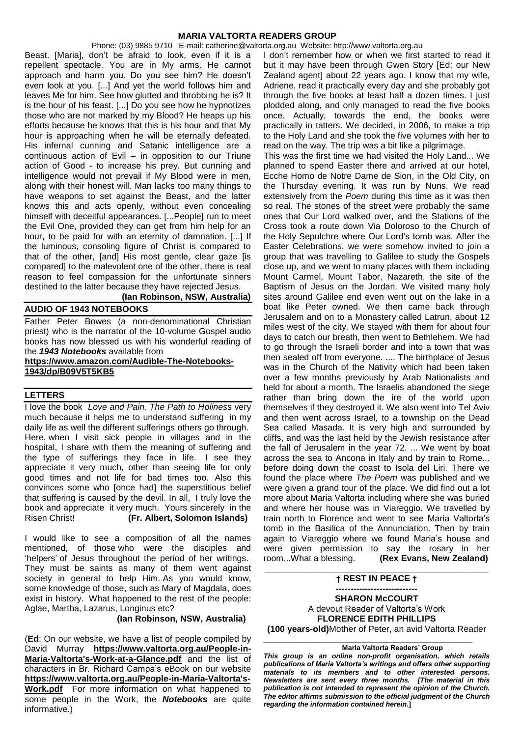Beast. [Maria], don't be afraid to look, even if it is a repellent spectacle. You are in My arms. He cannot approach and harm you. Do you see him? He doesn't even look at you. [...] And yet the world follows him and leaves Me for him. See how glutted and throbbing he is? It is the hour of his feast. [...] Do you see how he hypnotizes those who are not marked by my Blood? He heaps up his efforts because he knows that this is his hour and that My hour is approaching when he will be eternally defeated. His infernal cunning and Satanic intelligence are a continuous action of Evil – in opposition to our Triune action of Good - to increase his prey. But cunning and intelligence would not prevail if My Blood were in men, along with their honest will. Man lacks too many things to have weapons to set against the Beast, and the latter knows this and acts openly, without even concealing himself with deceitful appearances. [...People] run to meet the Evil One, provided they can get from him help for an hour, to be paid for with an eternity of damnation. [...] If the luminous, consoling figure of Christ is compared to that of the other, [and] His most gentle, clear gaze [is compared] to the malevolent one of the other, there is real reason to feel compassion for the unfortunate sinners destined to the latter because they have rejected Jesus.

**(Ian Robinson, NSW, Australia)**

## AUDIO OF 1943 NOTEBOOKS

Father Peter Bowes (a non-denominational Christian priest) who is the narrator of the 10-volume Gospel audio books has now blessed us with his wonderful reading of the ***1943 Notebooks*** available from **https://www.amazon.com/Audible-The-Notebooks-1943/dp/B09V5T5KB5**

## LETTERS

I love the book *Love and Pain, The Path to Holiness* very much because it helps me to understand suffering in my daily life as well the different sufferings others go through. Here, when I visit sick people in villages and in the hospital, I share with them the meaning of suffering and the type of sufferings they face in life. I see they appreciate it very much, other than seeing life for only good times and not life for bad times too. Also this convinces some who [once had] the superstitious belief that suffering is caused by the devil. In all, I truly love the book and appreciate it very much. Yours sincerely in the Risen Christ! **(Fr. Albert, Solomon Islands)**

I would like to see a composition of all the names mentioned, of those who were the disciples and 'helpers' of Jesus throughout the period of her writings. They must be saints as many of them went against society in general to help Him. As you would know, some knowledge of those, such as Mary of Magdala, does exist in history. What happened to the rest of the people: Aglae, Martha, Lazarus, Longinus etc?

**(Ian Robinson, NSW, Australia)**

(**Ed**: On our website, we have a list of people compiled by David Murray **https://www.valtorta.org.au/People-in-Maria-Valtorta's-Work-at-a-Glance.pdf** and the list of characters in Br. Richard Campa's eBook on our website **https://www.valtorta.org.au/People-in-Maria-Valtorta's-Work.pdf** For more information on what happened to some people in the Work, the ***Notebooks*** are quite informative.)

I don't remember how or when we first started to read it but it may have been through Gwen Story [Ed: our New Zealand agent] about 22 years ago. I know that my wife, Adriene, read it practically every day and she probably got through the five books at least half a dozen times. I just plodded along, and only managed to read the five books once. Actually, towards the end, the books were practically in tatters. We decided, in 2006, to make a trip to the Holy Land and she took the five volumes with her to read on the way. The trip was a bit like a pilgrimage.

This was the first time we had visited the Holy Land... We planned to spend Easter there and arrived at our hotel, Ecche Homo de Notre Dame de Sion, in the Old City, on the Thursday evening. It was run by Nuns. We read extensively from the *Poem* during this time as it was then so real. The stones of the street were probably the same ones that Our Lord walked over, and the Stations of the Cross took a route down Via Doloroso to the Church of the Holy Sepulchre where Our Lord's tomb was. After the Easter Celebrations, we were somehow invited to join a group that was travelling to Galilee to study the Gospels close up, and we went to many places with them including Mount Carmel, Mount Tabor, Nazareth, the site of the Baptism of Jesus on the Jordan. We visited many holy sites around Galilee end even went out on the lake in a boat like Peter owned. We then came back through Jerusalem and on to a Monastery called Latrun, about 12 miles west of the city. We stayed with them for about four days to catch our breath, then went to Bethlehem. We had to go through the Israeli border and into a town that was then sealed off from everyone. .... The birthplace of Jesus was in the Church of the Nativity which had been taken over a few months previously by Arab Nationalists and held for about a month. The Israelis abandoned the siege rather than bring down the ire of the world upon themselves if they destroyed it. We also went into Tel Aviv and then went across Israel, to a township on the Dead Sea called Masada. It is very high and surrounded by cliffs, and was the last held by the Jewish resistance after the fall of Jerusalem in the year 72. ... We went by boat across the sea to Ancona in Italy and by train to Rome... before doing down the coast to Isola del Liri. There we found the place where *The Poem* was published and we were given a grand tour of the place. We did find out a lot more about Maria Valtorta including where she was buried and where her house was in Viareggio. We travelled by train north to Florence and went to see Maria Valtorta's tomb in the Basilica of the Annunciation. Then by train again to Viareggio where we found Maria's house and were given permission to say the rosary in her room...What a blessing. **(Rex Evans, New Zealand)**

---

**† REST IN PEACE †**

**SHARON McCOURT**
A devout Reader of Valtorta's Work

**FLORENCE EDITH PHILLIPS**
**(100 years-old)** Mother of Peter, an avid Valtorta Reader

---

**Maria Valtorta Readers' Group**

***This group is an online non-profit organisation, which retails publications of Maria Valtorta's writings and offers other supporting materials to its members and to other interested persons. Newsletters are sent every three months. [The material in this publication is not intended to represent the opinion of the Church. The editor affirms submission to the official judgment of the Church regarding the information contained herein.]***